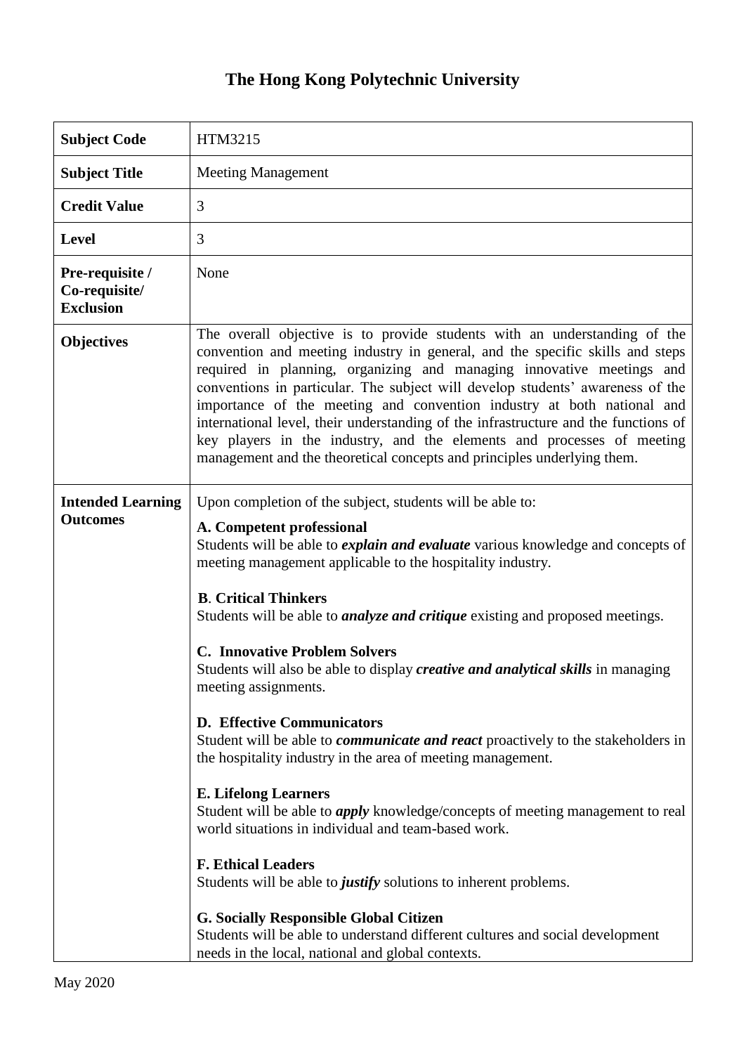# The Hong Kong Polytechnic University

| | |
|---|---|
| **Subject Code** | HTM3215 |
| **Subject Title** | Meeting Management |
| **Credit Value** | 3 |
| **Level** | 3 |
| **Pre-requisite / Co-requisite/ Exclusion** | None |
| **Objectives** | The overall objective is to provide students with an understanding of the convention and meeting industry in general, and the specific skills and steps required in planning, organizing and managing innovative meetings and conventions in particular. The subject will develop students' awareness of the importance of the meeting and convention industry at both national and international level, their understanding of the infrastructure and the functions of key players in the industry, and the elements and processes of meeting management and the theoretical concepts and principles underlying them. |
| **Intended Learning Outcomes** | Upon completion of the subject, students will be able to:<br><br>**A. Competent professional**<br>Students will be able to ***explain and evaluate*** various knowledge and concepts of meeting management applicable to the hospitality industry.<br><br>**B. Critical Thinkers**<br>Students will be able to ***analyze and critique*** existing and proposed meetings.<br><br>**C. Innovative Problem Solvers**<br>Students will also be able to display ***creative and analytical skills*** in managing meeting assignments.<br><br>**D. Effective Communicators**<br>Student will be able to ***communicate and react*** proactively to the stakeholders in the hospitality industry in the area of meeting management.<br><br>**E. Lifelong Learners**<br>Student will be able to ***apply*** knowledge/concepts of meeting management to real world situations in individual and team-based work.<br><br>**F. Ethical Leaders**<br>Students will be able to ***justify*** solutions to inherent problems.<br><br>**G. Socially Responsible Global Citizen**<br>Students will be able to understand different cultures and social development needs in the local, national and global contexts. |

May 2020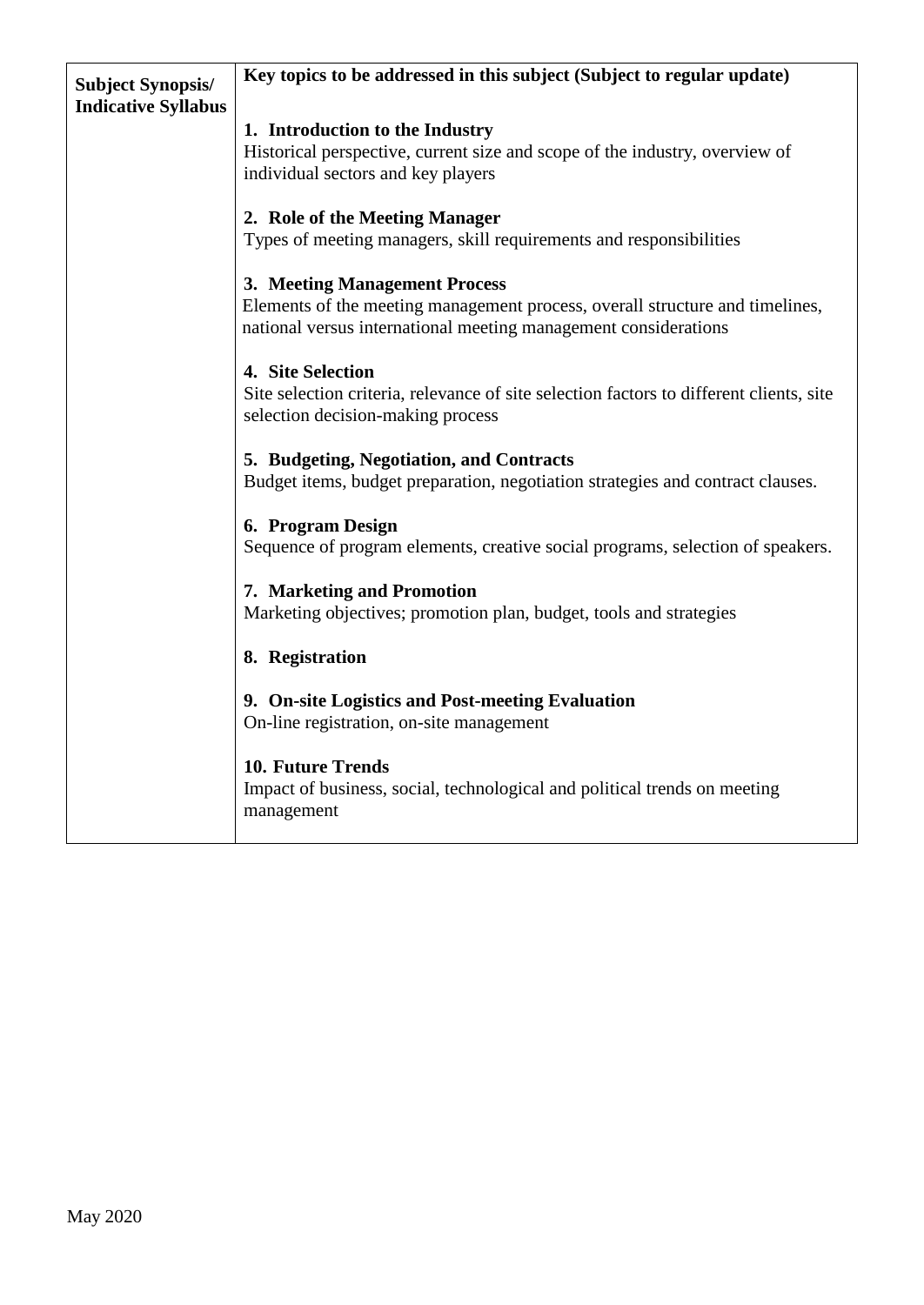| | |
|---|---|
| **Subject Synopsis/ Indicative Syllabus** | **Key topics to be addressed in this subject (Subject to regular update)**<br><br>**1. Introduction to the Industry**<br>Historical perspective, current size and scope of the industry, overview of individual sectors and key players<br><br>**2. Role of the Meeting Manager**<br>Types of meeting managers, skill requirements and responsibilities<br><br>**3. Meeting Management Process**<br>Elements of the meeting management process, overall structure and timelines, national versus international meeting management considerations<br><br>**4. Site Selection**<br>Site selection criteria, relevance of site selection factors to different clients, site selection decision-making process<br><br>**5. Budgeting, Negotiation, and Contracts**<br>Budget items, budget preparation, negotiation strategies and contract clauses.<br><br>**6. Program Design**<br>Sequence of program elements, creative social programs, selection of speakers.<br><br>**7. Marketing and Promotion**<br>Marketing objectives; promotion plan, budget, tools and strategies<br><br>**8. Registration**<br><br>**9. On-site Logistics and Post-meeting Evaluation**<br>On-line registration, on-site management<br><br>**10. Future Trends**<br>Impact of business, social, technological and political trends on meeting management |

May 2020